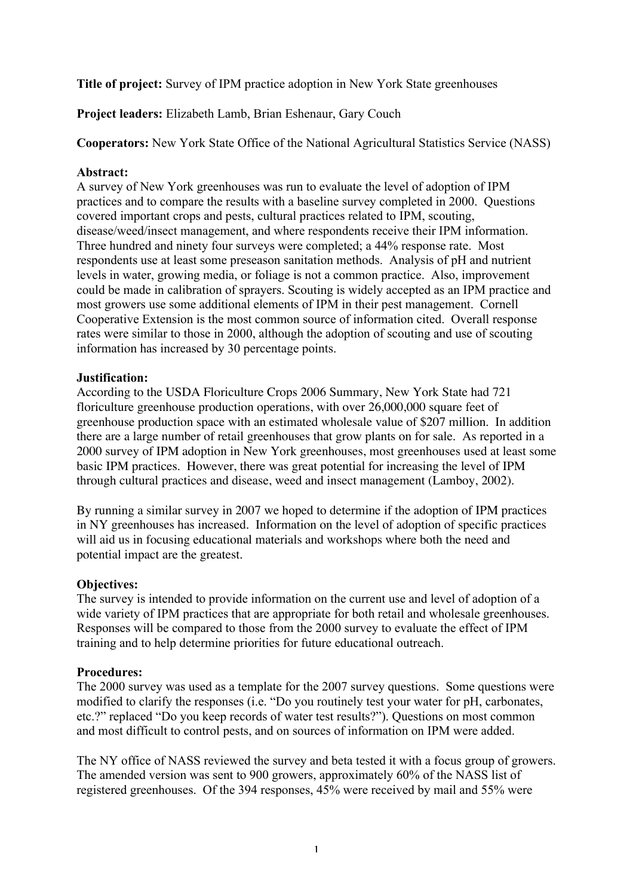**Title of project:** Survey of IPM practice adoption in New York State greenhouses

**Project leaders:** Elizabeth Lamb, Brian Eshenaur, Gary Couch

**Cooperators:** New York State Office of the National Agricultural Statistics Service (NASS)

**Abstract:**

A survey of New York greenhouses was run to evaluate the level of adoption of IPM practices and to compare the results with a baseline survey completed in 2000. Questions covered important crops and pests, cultural practices related to IPM, scouting, disease/weed/insect management, and where respondents receive their IPM information. Three hundred and ninety four surveys were completed; a 44% response rate. Most respondents use at least some preseason sanitation methods. Analysis of pH and nutrient levels in water, growing media, or foliage is not a common practice. Also, improvement could be made in calibration of sprayers. Scouting is widely accepted as an IPM practice and most growers use some additional elements of IPM in their pest management. Cornell Cooperative Extension is the most common source of information cited. Overall response rates were similar to those in 2000, although the adoption of scouting and use of scouting information has increased by 30 percentage points.

**Justification:**

According to the USDA Floriculture Crops 2006 Summary, New York State had 721 floriculture greenhouse production operations, with over 26,000,000 square feet of greenhouse production space with an estimated wholesale value of $207 million. In addition there are a large number of retail greenhouses that grow plants on for sale. As reported in a 2000 survey of IPM adoption in New York greenhouses, most greenhouses used at least some basic IPM practices. However, there was great potential for increasing the level of IPM through cultural practices and disease, weed and insect management (Lamboy, 2002).

By running a similar survey in 2007 we hoped to determine if the adoption of IPM practices in NY greenhouses has increased. Information on the level of adoption of specific practices will aid us in focusing educational materials and workshops where both the need and potential impact are the greatest.

**Objectives:**

The survey is intended to provide information on the current use and level of adoption of a wide variety of IPM practices that are appropriate for both retail and wholesale greenhouses. Responses will be compared to those from the 2000 survey to evaluate the effect of IPM training and to help determine priorities for future educational outreach.

**Procedures:**

The 2000 survey was used as a template for the 2007 survey questions. Some questions were modified to clarify the responses (i.e. "Do you routinely test your water for pH, carbonates, etc.?" replaced "Do you keep records of water test results?"). Questions on most common and most difficult to control pests, and on sources of information on IPM were added.

The NY office of NASS reviewed the survey and beta tested it with a focus group of growers. The amended version was sent to 900 growers, approximately 60% of the NASS list of registered greenhouses. Of the 394 responses, 45% were received by mail and 55% were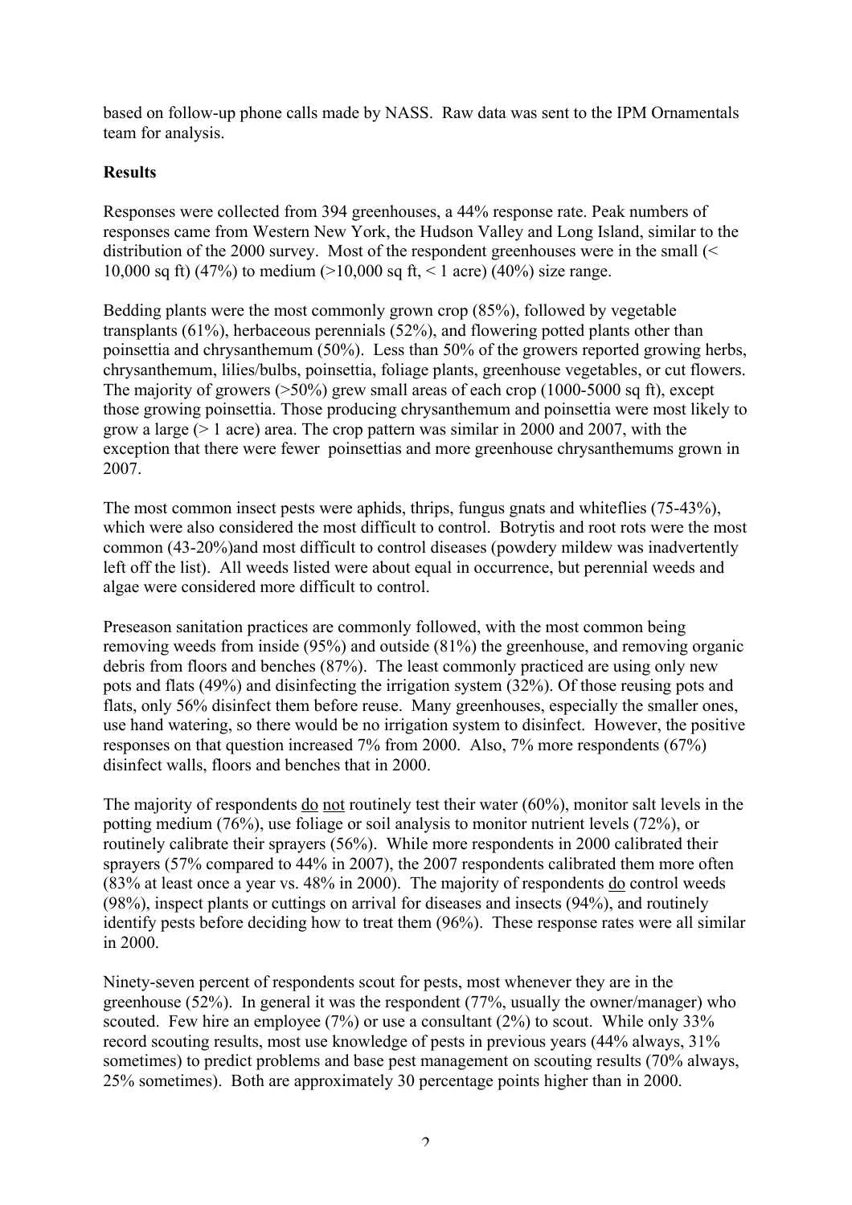based on follow-up phone calls made by NASS. Raw data was sent to the IPM Ornamentals team for analysis.

**Results**

Responses were collected from 394 greenhouses, a 44% response rate. Peak numbers of responses came from Western New York, the Hudson Valley and Long Island, similar to the distribution of the 2000 survey. Most of the respondent greenhouses were in the small (< 10,000 sq ft) (47%) to medium (>10,000 sq ft, < 1 acre) (40%) size range.

Bedding plants were the most commonly grown crop (85%), followed by vegetable transplants (61%), herbaceous perennials (52%), and flowering potted plants other than poinsettia and chrysanthemum (50%). Less than 50% of the growers reported growing herbs, chrysanthemum, lilies/bulbs, poinsettia, foliage plants, greenhouse vegetables, or cut flowers. The majority of growers (>50%) grew small areas of each crop (1000-5000 sq ft), except those growing poinsettia. Those producing chrysanthemum and poinsettia were most likely to grow a large (> 1 acre) area. The crop pattern was similar in 2000 and 2007, with the exception that there were fewer poinsettias and more greenhouse chrysanthemums grown in 2007.

The most common insect pests were aphids, thrips, fungus gnats and whiteflies (75-43%), which were also considered the most difficult to control. Botrytis and root rots were the most common (43-20%)and most difficult to control diseases (powdery mildew was inadvertently left off the list). All weeds listed were about equal in occurrence, but perennial weeds and algae were considered more difficult to control.

Preseason sanitation practices are commonly followed, with the most common being removing weeds from inside (95%) and outside (81%) the greenhouse, and removing organic debris from floors and benches (87%). The least commonly practiced are using only new pots and flats (49%) and disinfecting the irrigation system (32%). Of those reusing pots and flats, only 56% disinfect them before reuse. Many greenhouses, especially the smaller ones, use hand watering, so there would be no irrigation system to disinfect. However, the positive responses on that question increased 7% from 2000. Also, 7% more respondents (67%) disinfect walls, floors and benches that in 2000.

The majority of respondents <u>do</u> <u>not</u> routinely test their water (60%), monitor salt levels in the potting medium (76%), use foliage or soil analysis to monitor nutrient levels (72%), or routinely calibrate their sprayers (56%). While more respondents in 2000 calibrated their sprayers (57% compared to 44% in 2007), the 2007 respondents calibrated them more often (83% at least once a year vs. 48% in 2000). The majority of respondents <u>do</u> control weeds (98%), inspect plants or cuttings on arrival for diseases and insects (94%), and routinely identify pests before deciding how to treat them (96%). These response rates were all similar in 2000.

Ninety-seven percent of respondents scout for pests, most whenever they are in the greenhouse (52%). In general it was the respondent (77%, usually the owner/manager) who scouted. Few hire an employee (7%) or use a consultant (2%) to scout. While only 33% record scouting results, most use knowledge of pests in previous years (44% always, 31% sometimes) to predict problems and base pest management on scouting results (70% always, 25% sometimes). Both are approximately 30 percentage points higher than in 2000.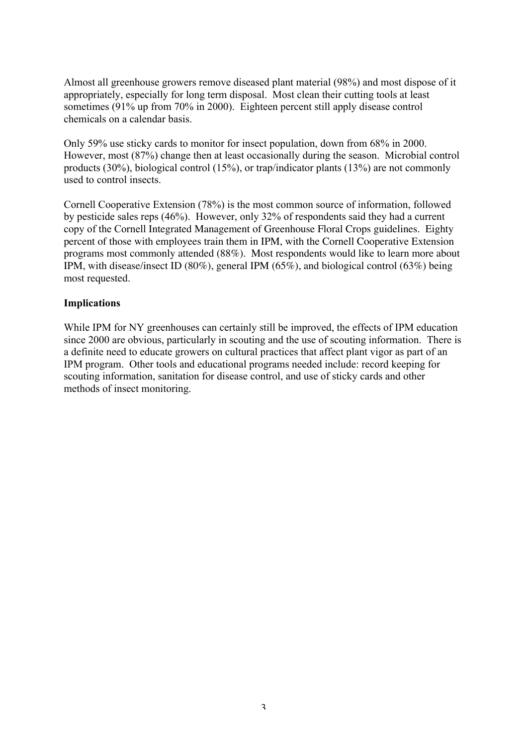Almost all greenhouse growers remove diseased plant material (98%) and most dispose of it appropriately, especially for long term disposal. Most clean their cutting tools at least sometimes (91% up from 70% in 2000). Eighteen percent still apply disease control chemicals on a calendar basis.

Only 59% use sticky cards to monitor for insect population, down from 68% in 2000. However, most (87%) change then at least occasionally during the season. Microbial control products (30%), biological control (15%), or trap/indicator plants (13%) are not commonly used to control insects.

Cornell Cooperative Extension (78%) is the most common source of information, followed by pesticide sales reps (46%). However, only 32% of respondents said they had a current copy of the Cornell Integrated Management of Greenhouse Floral Crops guidelines. Eighty percent of those with employees train them in IPM, with the Cornell Cooperative Extension programs most commonly attended (88%). Most respondents would like to learn more about IPM, with disease/insect ID (80%), general IPM (65%), and biological control (63%) being most requested.

**Implications**

While IPM for NY greenhouses can certainly still be improved, the effects of IPM education since 2000 are obvious, particularly in scouting and the use of scouting information. There is a definite need to educate growers on cultural practices that affect plant vigor as part of an IPM program. Other tools and educational programs needed include: record keeping for scouting information, sanitation for disease control, and use of sticky cards and other methods of insect monitoring.